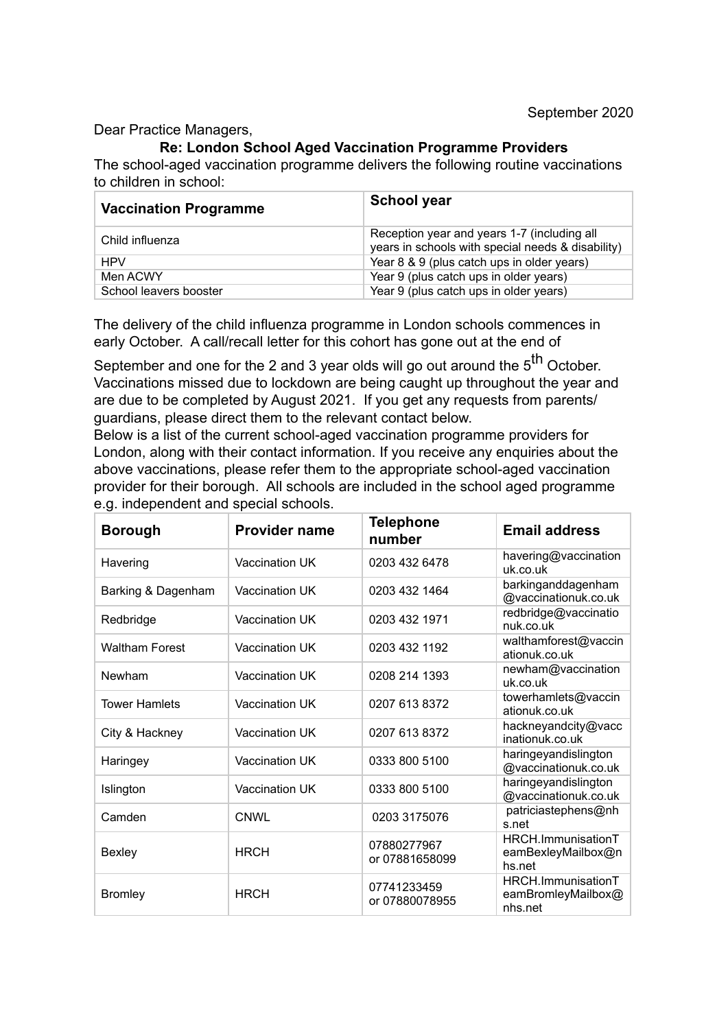September 2020

Dear Practice Managers,

**Re: London School Aged Vaccination Programme Providers**

The school-aged vaccination programme delivers the following routine vaccinations to children in school:

| **Vaccination Programme** | **School year** |
| --- | --- |
| Child influenza | Reception year and years 1-7 (including all years in schools with special needs & disability) |
| HPV | Year 8 & 9 (plus catch ups in older years) |
| Men ACWY | Year 9 (plus catch ups in older years) |
| School leavers booster | Year 9 (plus catch ups in older years) |

The delivery of the child influenza programme in London schools commences in early October. A call/recall letter for this cohort has gone out at the end of September and one for the 2 and 3 year olds will go out around the 5th October. Vaccinations missed due to lockdown are being caught up throughout the year and are due to be completed by August 2021. If you get any requests from parents/ guardians, please direct them to the relevant contact below.

Below is a list of the current school-aged vaccination programme providers for London, along with their contact information. If you receive any enquiries about the above vaccinations, please refer them to the appropriate school-aged vaccination provider for their borough. All schools are included in the school aged programme e.g. independent and special schools.

| **Borough** | **Provider name** | **Telephone number** | **Email address** |
| --- | --- | --- | --- |
| Havering | Vaccination UK | 0203 432 6478 | havering@vaccinationuk.co.uk |
| Barking & Dagenham | Vaccination UK | 0203 432 1464 | barkinganddagenham@vaccinationuk.co.uk |
| Redbridge | Vaccination UK | 0203 432 1971 | redbridge@vaccinationuk.co.uk |
| Waltham Forest | Vaccination UK | 0203 432 1192 | walthamforest@vaccinationuk.co.uk |
| Newham | Vaccination UK | 0208 214 1393 | newham@vaccinationuk.co.uk |
| Tower Hamlets | Vaccination UK | 0207 613 8372 | towerhamlets@vaccinationuk.co.uk |
| City & Hackney | Vaccination UK | 0207 613 8372 | hackneyandcity@vaccinationuk.co.uk |
| Haringey | Vaccination UK | 0333 800 5100 | haringeyandislington@vaccinationuk.co.uk |
| Islington | Vaccination UK | 0333 800 5100 | haringeyandislington@vaccinationuk.co.uk |
| Camden | CNWL | 0203 3175076 | patriciastephens@nhs.net |
| Bexley | HRCH | 07880277967 or 07881658099 | HRCH.ImmunisationTeamBexleyMailbox@nhs.net |
| Bromley | HRCH | 07741233459 or 07880078955 | HRCH.ImmunisationTeamBromleyMailbox@nhs.net |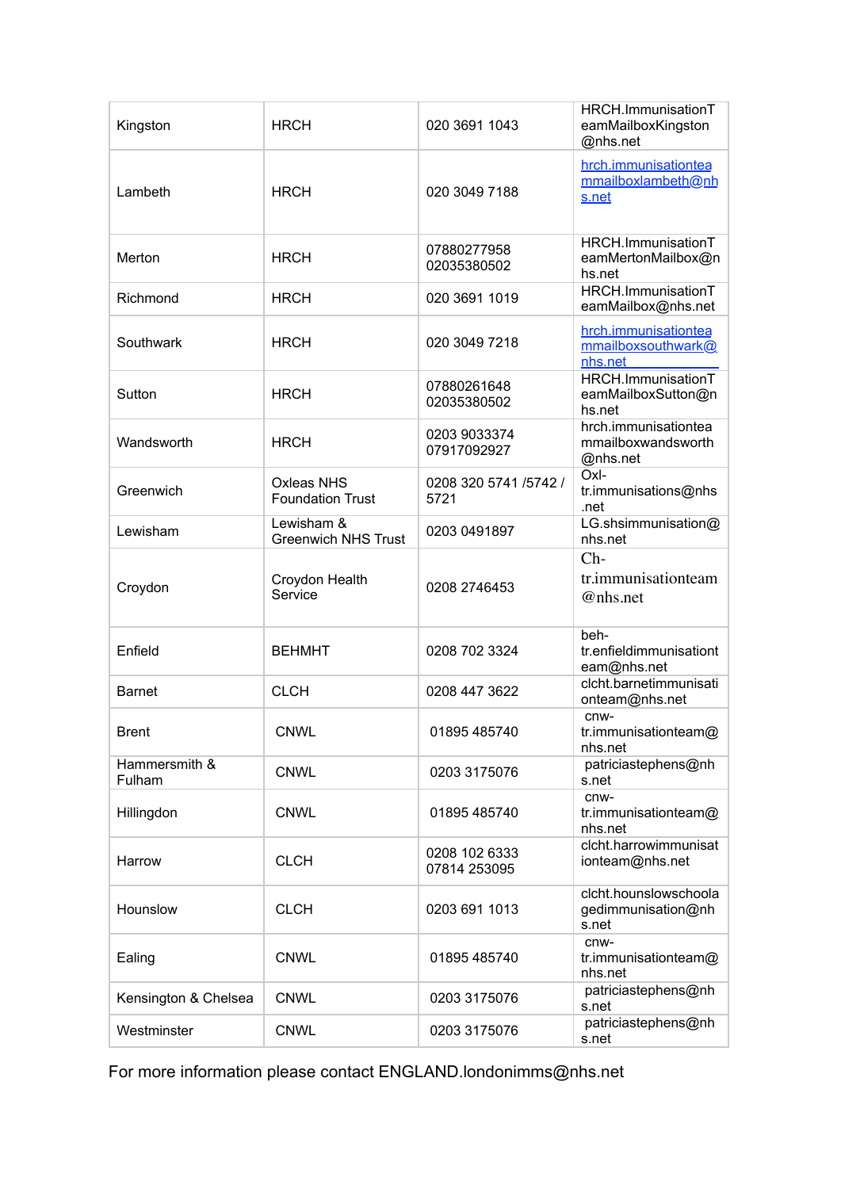| | | | |
|---|---|---|---|
| Kingston | HRCH | 020 3691 1043 | HRCH.ImmunisationTeamMailboxKingston@nhs.net |
| Lambeth | HRCH | 020 3049 7188 | hrch.immunisationteammailboxlambeth@nhs.net |
| Merton | HRCH | 07880277958 02035380502 | HRCH.ImmunisationTeamMertonMailbox@nhs.net |
| Richmond | HRCH | 020 3691 1019 | HRCH.ImmunisationTeamMailbox@nhs.net |
| Southwark | HRCH | 020 3049 7218 | hrch.immunisationteammailboxsouthwark@nhs.net |
| Sutton | HRCH | 07880261648 02035380502 | HRCH.ImmunisationTeamMailboxSutton@nhs.net |
| Wandsworth | HRCH | 0203 9033374 07917092927 | hrch.immunisationteammailboxwandsworth@nhs.net |
| Greenwich | Oxleas NHS Foundation Trust | 0208 320 5741 /5742 / 5721 | Oxl-tr.immunisations@nhs.net |
| Lewisham | Lewisham & Greenwich NHS Trust | 0203 0491897 | LG.shsimmunisation@nhs.net |
| Croydon | Croydon Health Service | 0208 2746453 | Ch-tr.immunisationteam@nhs.net |
| Enfield | BEHMHT | 0208 702 3324 | beh-tr.enfieldimmunisationteam@nhs.net |
| Barnet | CLCH | 0208 447 3622 | clcht.barnetimmunisationteam@nhs.net |
| Brent | CNWL | 01895 485740 | cnw-tr.immunisationteam@nhs.net |
| Hammersmith & Fulham | CNWL | 0203 3175076 | patriciastephens@nhs.net |
| Hillingdon | CNWL | 01895 485740 | cnw-tr.immunisationteam@nhs.net |
| Harrow | CLCH | 0208 102 6333 07814 253095 | clcht.harrowimmunisationteam@nhs.net |
| Hounslow | CLCH | 0203 691 1013 | clcht.hounslowschoolagedimmunisation@nhs.net |
| Ealing | CNWL | 01895 485740 | cnw-tr.immunisationteam@nhs.net |
| Kensington & Chelsea | CNWL | 0203 3175076 | patriciastephens@nhs.net |
| Westminster | CNWL | 0203 3175076 | patriciastephens@nhs.net |

For more information please contact ENGLAND.londonimms@nhs.net